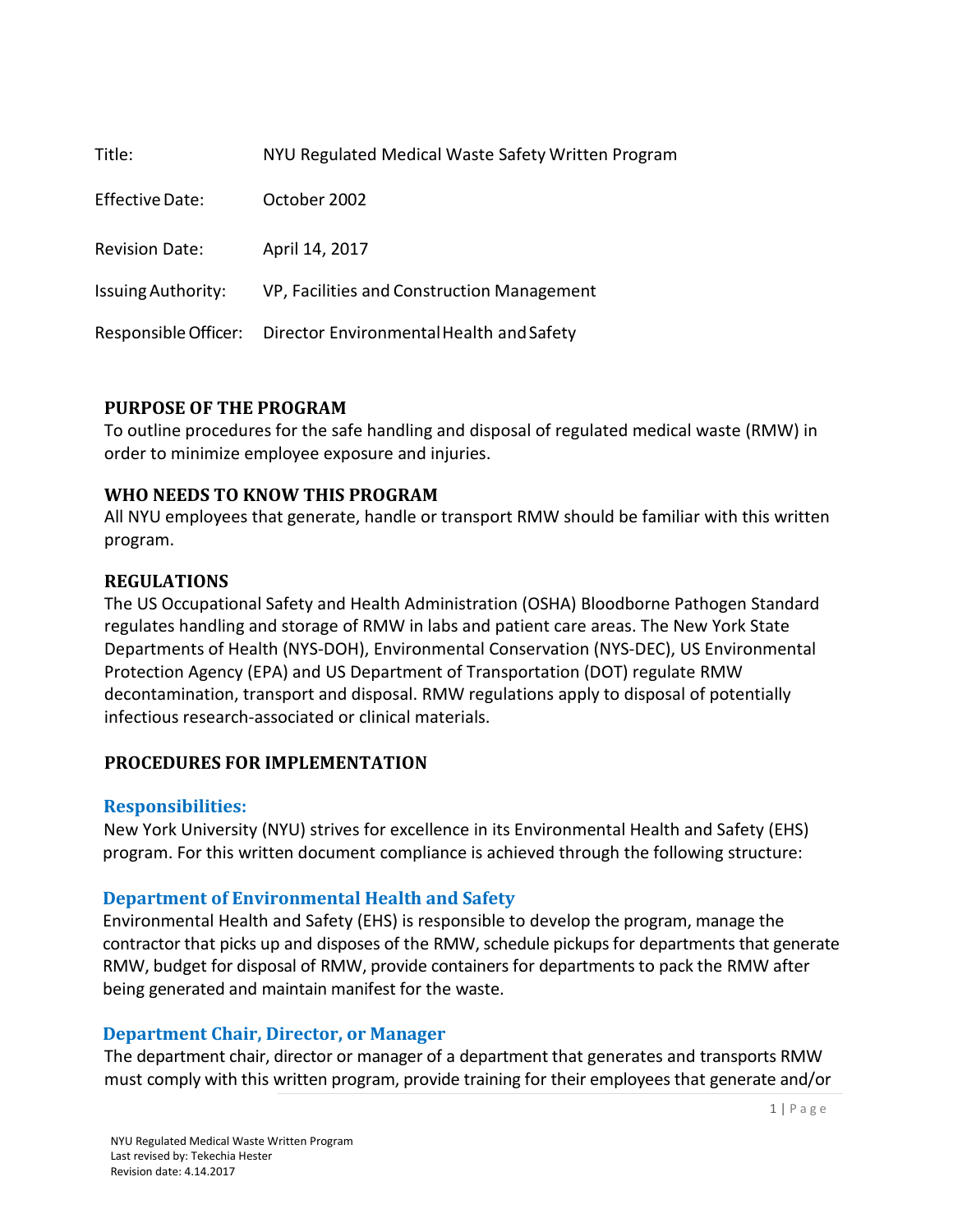| | |
|---|---|
| Title: | NYU Regulated Medical Waste Safety Written Program |
| Effective Date: | October 2002 |
| Revision Date: | April 14, 2017 |
| Issuing Authority: | VP, Facilities and Construction Management |
| Responsible Officer: | Director Environmental Health and Safety |

## PURPOSE OF THE PROGRAM

To outline procedures for the safe handling and disposal of regulated medical waste (RMW) in order to minimize employee exposure and injuries.

## WHO NEEDS TO KNOW THIS PROGRAM

All NYU employees that generate, handle or transport RMW should be familiar with this written program.

## REGULATIONS

The US Occupational Safety and Health Administration (OSHA) Bloodborne Pathogen Standard regulates handling and storage of RMW in labs and patient care areas. The New York State Departments of Health (NYS-DOH), Environmental Conservation (NYS-DEC), US Environmental Protection Agency (EPA) and US Department of Transportation (DOT) regulate RMW decontamination, transport and disposal. RMW regulations apply to disposal of potentially infectious research-associated or clinical materials.

## PROCEDURES FOR IMPLEMENTATION

### Responsibilities:

New York University (NYU) strives for excellence in its Environmental Health and Safety (EHS) program. For this written document compliance is achieved through the following structure:

### Department of Environmental Health and Safety

Environmental Health and Safety (EHS) is responsible to develop the program, manage the contractor that picks up and disposes of the RMW, schedule pickups for departments that generate RMW, budget for disposal of RMW, provide containers for departments to pack the RMW after being generated and maintain manifest for the waste.

### Department Chair, Director, or Manager

The department chair, director or manager of a department that generates and transports RMW must comply with this written program, provide training for their employees that generate and/or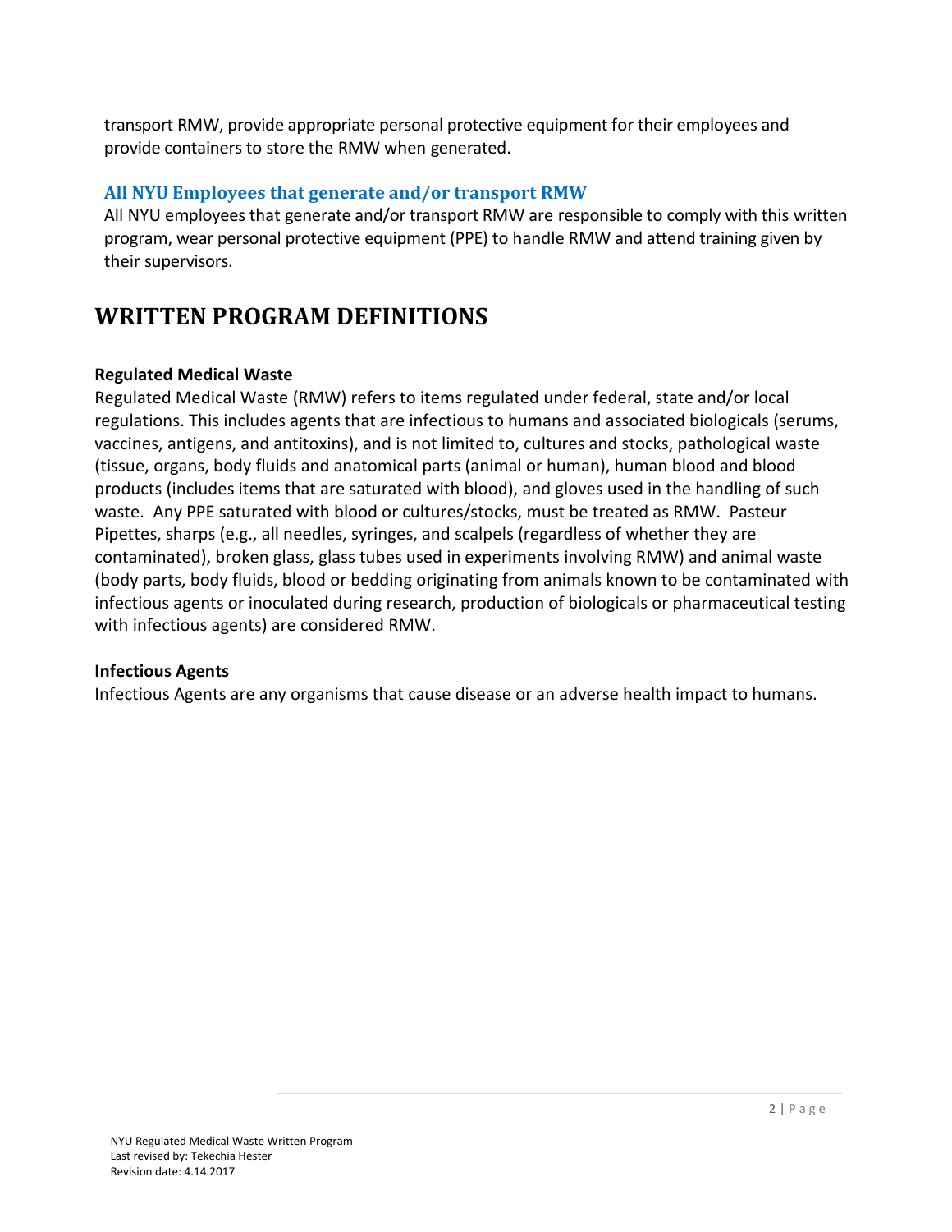transport RMW, provide appropriate personal protective equipment for their employees and provide containers to store the RMW when generated.

### All NYU Employees that generate and/or transport RMW

All NYU employees that generate and/or transport RMW are responsible to comply with this written program, wear personal protective equipment (PPE) to handle RMW and attend training given by their supervisors.

# WRITTEN PROGRAM DEFINITIONS

**Regulated Medical Waste**

Regulated Medical Waste (RMW) refers to items regulated under federal, state and/or local regulations. This includes agents that are infectious to humans and associated biologicals (serums, vaccines, antigens, and antitoxins), and is not limited to, cultures and stocks, pathological waste (tissue, organs, body fluids and anatomical parts (animal or human), human blood and blood products (includes items that are saturated with blood), and gloves used in the handling of such waste. Any PPE saturated with blood or cultures/stocks, must be treated as RMW. Pasteur Pipettes, sharps (e.g., all needles, syringes, and scalpels (regardless of whether they are contaminated), broken glass, glass tubes used in experiments involving RMW) and animal waste (body parts, body fluids, blood or bedding originating from animals known to be contaminated with infectious agents or inoculated during research, production of biologicals or pharmaceutical testing with infectious agents) are considered RMW.

**Infectious Agents**

Infectious Agents are any organisms that cause disease or an adverse health impact to humans.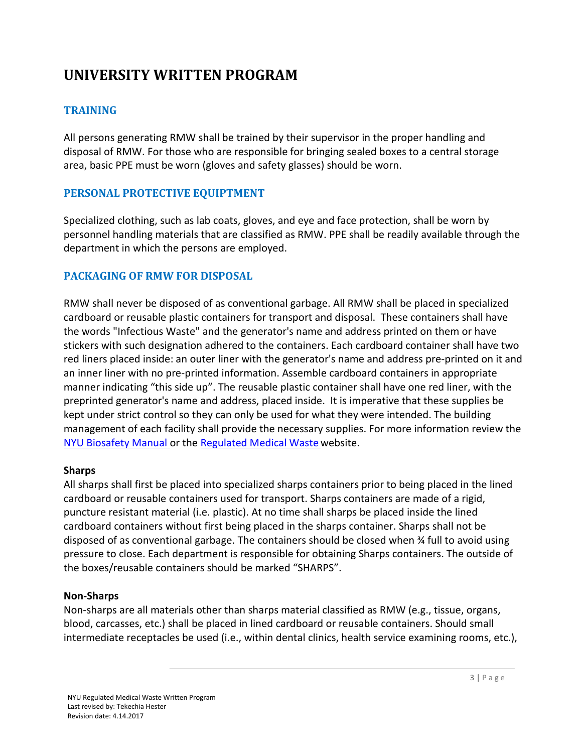# UNIVERSITY WRITTEN PROGRAM

## TRAINING

All persons generating RMW shall be trained by their supervisor in the proper handling and disposal of RMW. For those who are responsible for bringing sealed boxes to a central storage area, basic PPE must be worn (gloves and safety glasses) should be worn.

## PERSONAL PROTECTIVE EQUIPTMENT

Specialized clothing, such as lab coats, gloves, and eye and face protection, shall be worn by personnel handling materials that are classified as RMW. PPE shall be readily available through the department in which the persons are employed.

## PACKAGING OF RMW FOR DISPOSAL

RMW shall never be disposed of as conventional garbage. All RMW shall be placed in specialized cardboard or reusable plastic containers for transport and disposal. These containers shall have the words "Infectious Waste" and the generator's name and address printed on them or have stickers with such designation adhered to the containers. Each cardboard container shall have two red liners placed inside: an outer liner with the generator's name and address pre-printed on it and an inner liner with no pre-printed information. Assemble cardboard containers in appropriate manner indicating "this side up". The reusable plastic container shall have one red liner, with the preprinted generator's name and address, placed inside. It is imperative that these supplies be kept under strict control so they can only be used for what they were intended. The building management of each facility shall provide the necessary supplies. For more information review the NYU Biosafety Manual or the Regulated Medical Waste website.

**Sharps**

All sharps shall first be placed into specialized sharps containers prior to being placed in the lined cardboard or reusable containers used for transport. Sharps containers are made of a rigid, puncture resistant material (i.e. plastic). At no time shall sharps be placed inside the lined cardboard containers without first being placed in the sharps container. Sharps shall not be disposed of as conventional garbage. The containers should be closed when ¾ full to avoid using pressure to close. Each department is responsible for obtaining Sharps containers. The outside of the boxes/reusable containers should be marked "SHARPS".

**Non-Sharps**

Non-sharps are all materials other than sharps material classified as RMW (e.g., tissue, organs, blood, carcasses, etc.) shall be placed in lined cardboard or reusable containers. Should small intermediate receptacles be used (i.e., within dental clinics, health service examining rooms, etc.),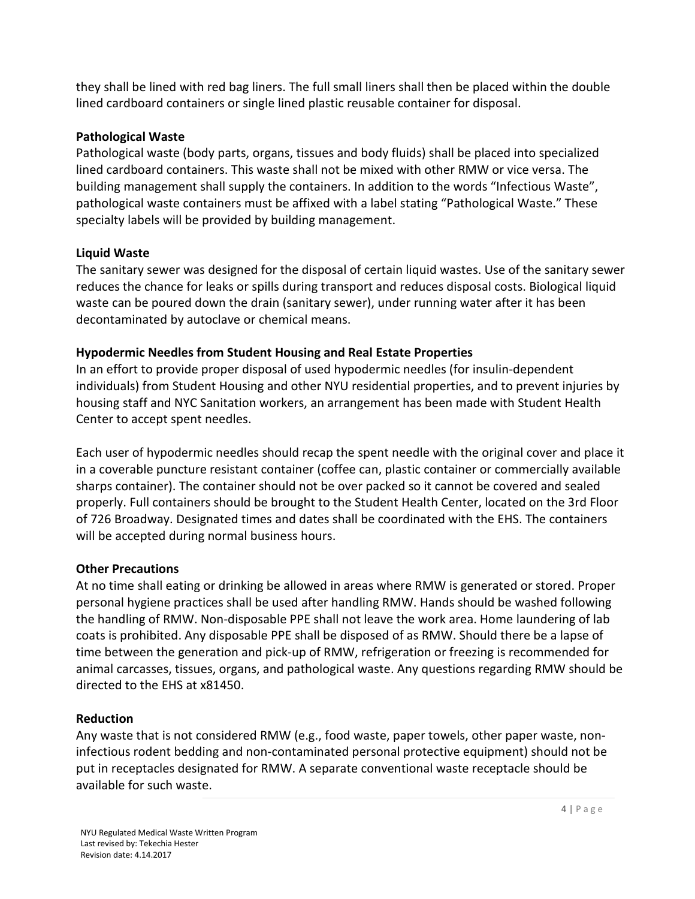they shall be lined with red bag liners. The full small liners shall then be placed within the double lined cardboard containers or single lined plastic reusable container for disposal.

**Pathological Waste**

Pathological waste (body parts, organs, tissues and body fluids) shall be placed into specialized lined cardboard containers. This waste shall not be mixed with other RMW or vice versa. The building management shall supply the containers. In addition to the words “Infectious Waste”, pathological waste containers must be affixed with a label stating “Pathological Waste.” These specialty labels will be provided by building management.

**Liquid Waste**

The sanitary sewer was designed for the disposal of certain liquid wastes. Use of the sanitary sewer reduces the chance for leaks or spills during transport and reduces disposal costs. Biological liquid waste can be poured down the drain (sanitary sewer), under running water after it has been decontaminated by autoclave or chemical means.

**Hypodermic Needles from Student Housing and Real Estate Properties**

In an effort to provide proper disposal of used hypodermic needles (for insulin-dependent individuals) from Student Housing and other NYU residential properties, and to prevent injuries by housing staff and NYC Sanitation workers, an arrangement has been made with Student Health Center to accept spent needles.

Each user of hypodermic needles should recap the spent needle with the original cover and place it in a coverable puncture resistant container (coffee can, plastic container or commercially available sharps container). The container should not be over packed so it cannot be covered and sealed properly. Full containers should be brought to the Student Health Center, located on the 3rd Floor of 726 Broadway. Designated times and dates shall be coordinated with the EHS. The containers will be accepted during normal business hours.

**Other Precautions**

At no time shall eating or drinking be allowed in areas where RMW is generated or stored. Proper personal hygiene practices shall be used after handling RMW. Hands should be washed following the handling of RMW. Non-disposable PPE shall not leave the work area. Home laundering of lab coats is prohibited. Any disposable PPE shall be disposed of as RMW. Should there be a lapse of time between the generation and pick-up of RMW, refrigeration or freezing is recommended for animal carcasses, tissues, organs, and pathological waste. Any questions regarding RMW should be directed to the EHS at x81450.

**Reduction**

Any waste that is not considered RMW (e.g., food waste, paper towels, other paper waste, non-infectious rodent bedding and non-contaminated personal protective equipment) should not be put in receptacles designated for RMW. A separate conventional waste receptacle should be available for such waste.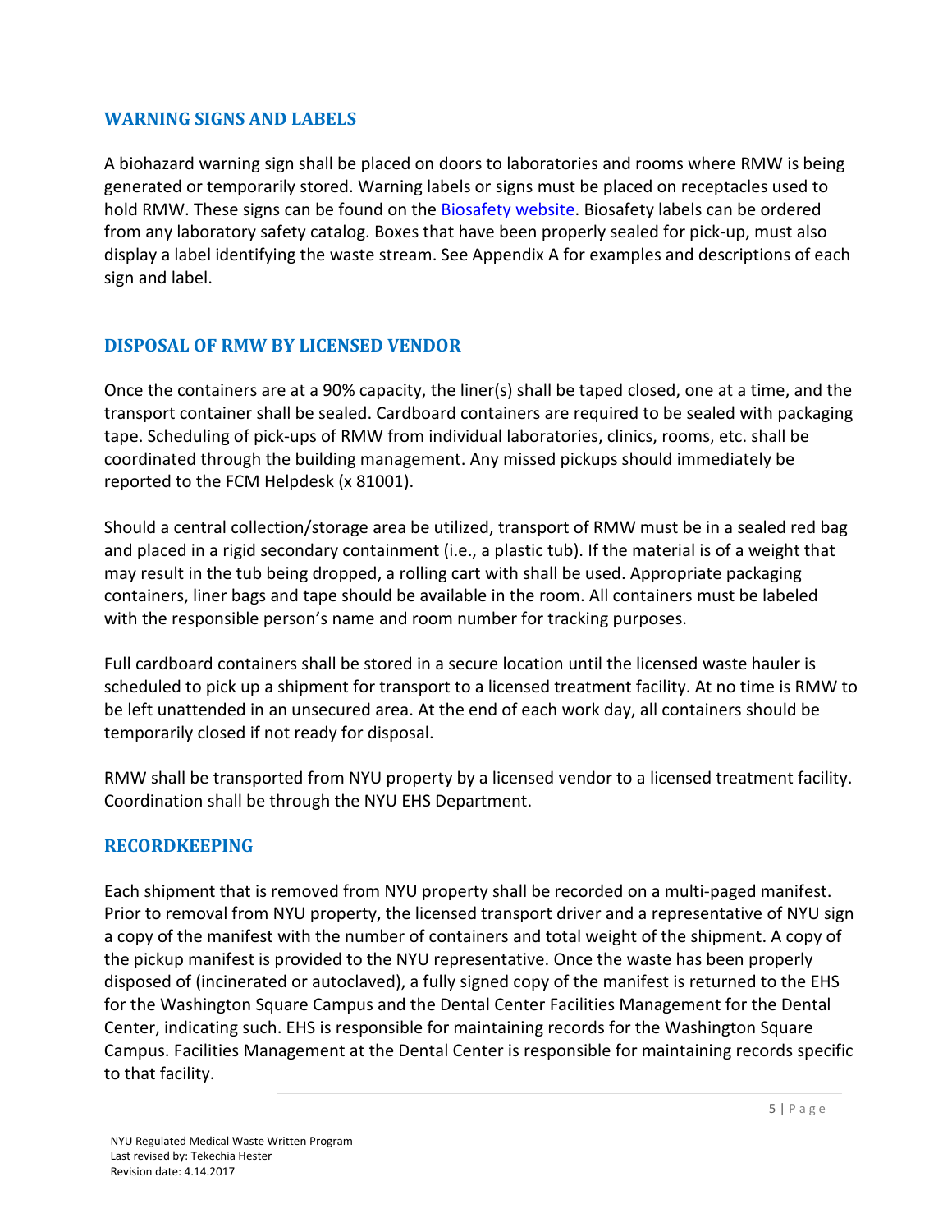## WARNING SIGNS AND LABELS

A biohazard warning sign shall be placed on doors to laboratories and rooms where RMW is being generated or temporarily stored. Warning labels or signs must be placed on receptacles used to hold RMW. These signs can be found on the Biosafety website. Biosafety labels can be ordered from any laboratory safety catalog. Boxes that have been properly sealed for pick-up, must also display a label identifying the waste stream. See Appendix A for examples and descriptions of each sign and label.

## DISPOSAL OF RMW BY LICENSED VENDOR

Once the containers are at a 90% capacity, the liner(s) shall be taped closed, one at a time, and the transport container shall be sealed. Cardboard containers are required to be sealed with packaging tape. Scheduling of pick-ups of RMW from individual laboratories, clinics, rooms, etc. shall be coordinated through the building management. Any missed pickups should immediately be reported to the FCM Helpdesk (x 81001).

Should a central collection/storage area be utilized, transport of RMW must be in a sealed red bag and placed in a rigid secondary containment (i.e., a plastic tub). If the material is of a weight that may result in the tub being dropped, a rolling cart with shall be used. Appropriate packaging containers, liner bags and tape should be available in the room. All containers must be labeled with the responsible person's name and room number for tracking purposes.

Full cardboard containers shall be stored in a secure location until the licensed waste hauler is scheduled to pick up a shipment for transport to a licensed treatment facility. At no time is RMW to be left unattended in an unsecured area. At the end of each work day, all containers should be temporarily closed if not ready for disposal.

RMW shall be transported from NYU property by a licensed vendor to a licensed treatment facility. Coordination shall be through the NYU EHS Department.

## RECORDKEEPING

Each shipment that is removed from NYU property shall be recorded on a multi-paged manifest. Prior to removal from NYU property, the licensed transport driver and a representative of NYU sign a copy of the manifest with the number of containers and total weight of the shipment. A copy of the pickup manifest is provided to the NYU representative. Once the waste has been properly disposed of (incinerated or autoclaved), a fully signed copy of the manifest is returned to the EHS for the Washington Square Campus and the Dental Center Facilities Management for the Dental Center, indicating such. EHS is responsible for maintaining records for the Washington Square Campus. Facilities Management at the Dental Center is responsible for maintaining records specific to that facility.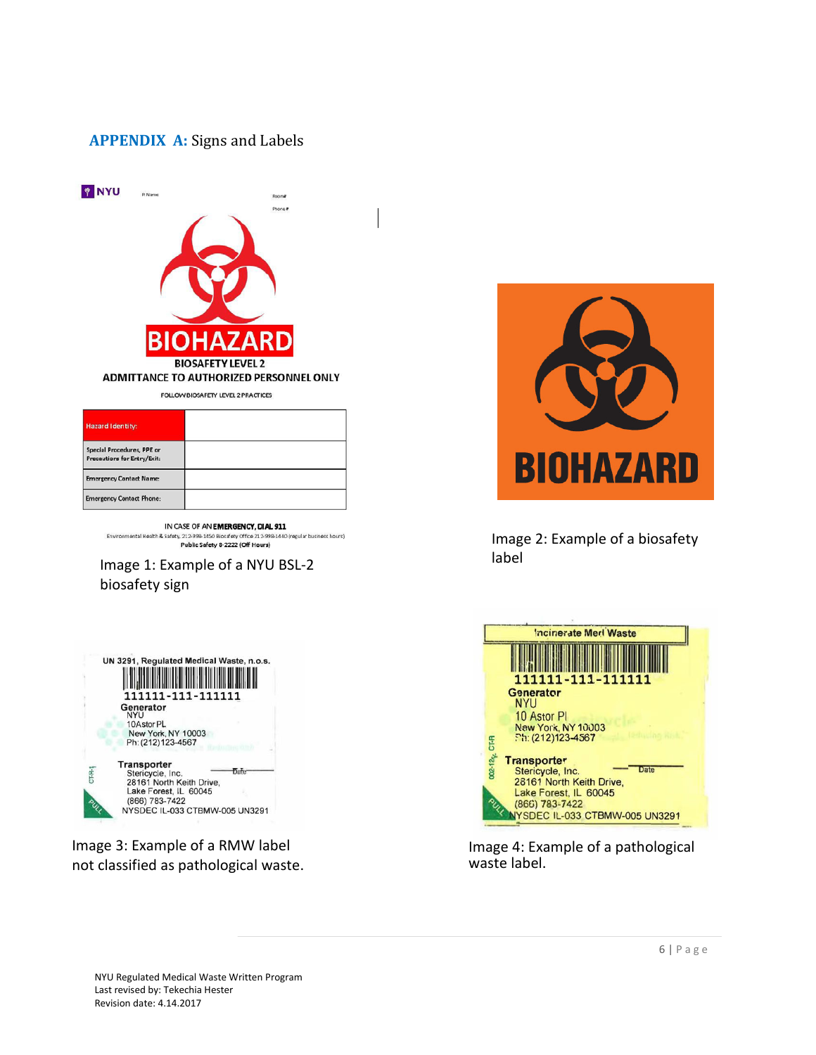## APPENDIX A: Signs and Labels

NYU

PI Name:

Room#

Phone#

BIOHAZARD

BIOSAFETY LEVEL 2

ADMITTANCE TO AUTHORIZED PERSONNEL ONLY

FOLLOW BIOSAFETY LEVEL 2 PRACTICES

| | |
|---|---|
| Hazard Identity: | |
| Special Procedures, PPE or Precautions for Entry/Exit: | |
| Emergency Contact Name: | |
| Emergency Contact Phone: | |

IN CASE OF AN EMERGENCY, DIAL 911

Environmental Health & Safety, 212-998-1450 Biosafety Office 212-998-1440 (regular business hours)

Public Safety 8-2222 (Off Hours)

Image 1: Example of a NYU BSL-2 biosafety sign

BIOHAZARD

Image 2: Example of a biosafety label

UN 3291, Regulated Medical Waste, n.o.s.

111111-111-111111

Generator
NYU
10 Astor PL
New York, NY 10003
Ph: (212)123-4567

Transporter
Stericycle, Inc.
28161 North Keith Drive,
Lake Forest, IL 60045
(866) 783-7422
NYSDEC IL-033 CTBMW-005 UN3291

Date

Image 3: Example of a RMW label not classified as pathological waste.

Incinerate Med Waste

111111-111-111111

Generator
NYU
10 Astor Pl
New York, NY 10003
Ph: (212)123-4567

Transporter
Stericycle, Inc.
28161 North Keith Drive,
Lake Forest, IL 60045
(866) 783-7422
NYSDEC IL-033 CTBMW-005 UN3291

Date

Image 4: Example of a pathological waste label.

NYU Regulated Medical Waste Written Program
Last revised by: Tekechia Hester
Revision date: 4.14.2017